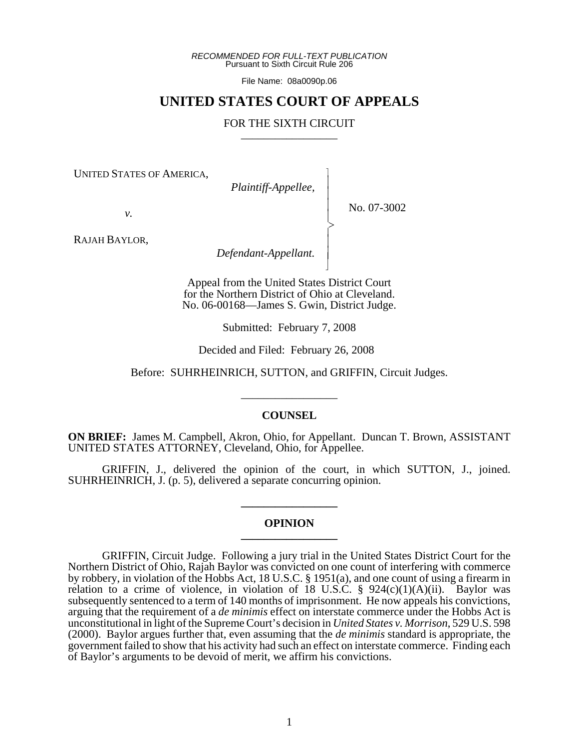*RECOMMENDED FOR FULL-TEXT PUBLICATION*
Pursuant to Sixth Circuit Rule 206

File Name: 08a0090p.06

# UNITED STATES COURT OF APPEALS

FOR THE SIXTH CIRCUIT

---

UNITED STATES OF AMERICA,
*Plaintiff-Appellee,*

*v.*

RAJAH BAYLOR,
*Defendant-Appellant.*

No. 07-3002

Appeal from the United States District Court for the Northern District of Ohio at Cleveland.
No. 06-00168—James S. Gwin, District Judge.

Submitted: February 7, 2008

Decided and Filed: February 26, 2008

Before: SUHRHEINRICH, SUTTON, and GRIFFIN, Circuit Judges.

---

## COUNSEL

**ON BRIEF:** James M. Campbell, Akron, Ohio, for Appellant. Duncan T. Brown, ASSISTANT UNITED STATES ATTORNEY, Cleveland, Ohio, for Appellee.

GRIFFIN, J., delivered the opinion of the court, in which SUTTON, J., joined. SUHRHEINRICH, J. (p. 5), delivered a separate concurring opinion.

---

## OPINION

---

GRIFFIN, Circuit Judge. Following a jury trial in the United States District Court for the Northern District of Ohio, Rajah Baylor was convicted on one count of interfering with commerce by robbery, in violation of the Hobbs Act, 18 U.S.C. § 1951(a), and one count of using a firearm in relation to a crime of violence, in violation of 18 U.S.C. § 924(c)(1)(A)(ii). Baylor was subsequently sentenced to a term of 140 months of imprisonment. He now appeals his convictions, arguing that the requirement of a *de minimis* effect on interstate commerce under the Hobbs Act is unconstitutional in light of the Supreme Court's decision in *United States v. Morrison*, 529 U.S. 598 (2000). Baylor argues further that, even assuming that the *de minimis* standard is appropriate, the government failed to show that his activity had such an effect on interstate commerce. Finding each of Baylor's arguments to be devoid of merit, we affirm his convictions.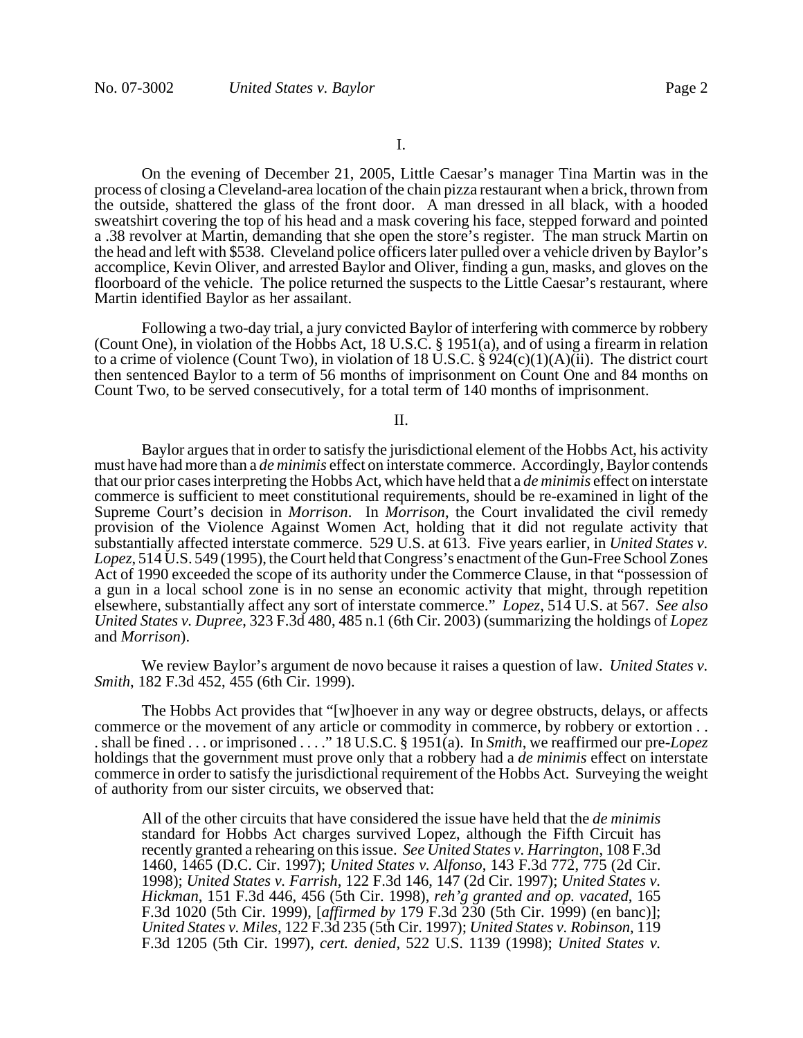I.

On the evening of December 21, 2005, Little Caesar's manager Tina Martin was in the process of closing a Cleveland-area location of the chain pizza restaurant when a brick, thrown from the outside, shattered the glass of the front door. A man dressed in all black, with a hooded sweatshirt covering the top of his head and a mask covering his face, stepped forward and pointed a .38 revolver at Martin, demanding that she open the store's register. The man struck Martin on the head and left with $538. Cleveland police officers later pulled over a vehicle driven by Baylor's accomplice, Kevin Oliver, and arrested Baylor and Oliver, finding a gun, masks, and gloves on the floorboard of the vehicle. The police returned the suspects to the Little Caesar's restaurant, where Martin identified Baylor as her assailant.

Following a two-day trial, a jury convicted Baylor of interfering with commerce by robbery (Count One), in violation of the Hobbs Act, 18 U.S.C. § 1951(a), and of using a firearm in relation to a crime of violence (Count Two), in violation of 18 U.S.C. § 924(c)(1)(A)(ii). The district court then sentenced Baylor to a term of 56 months of imprisonment on Count One and 84 months on Count Two, to be served consecutively, for a total term of 140 months of imprisonment.

II.

Baylor argues that in order to satisfy the jurisdictional element of the Hobbs Act, his activity must have had more than a *de minimis* effect on interstate commerce. Accordingly, Baylor contends that our prior cases interpreting the Hobbs Act, which have held that a *de minimis* effect on interstate commerce is sufficient to meet constitutional requirements, should be re-examined in light of the Supreme Court's decision in *Morrison*. In *Morrison*, the Court invalidated the civil remedy provision of the Violence Against Women Act, holding that it did not regulate activity that substantially affected interstate commerce. 529 U.S. at 613. Five years earlier, in *United States v. Lopez*, 514 U.S. 549 (1995), the Court held that Congress's enactment of the Gun-Free School Zones Act of 1990 exceeded the scope of its authority under the Commerce Clause, in that "possession of a gun in a local school zone is in no sense an economic activity that might, through repetition elsewhere, substantially affect any sort of interstate commerce." *Lopez*, 514 U.S. at 567. *See also United States v. Dupree*, 323 F.3d 480, 485 n.1 (6th Cir. 2003) (summarizing the holdings of *Lopez* and *Morrison*).

We review Baylor's argument de novo because it raises a question of law. *United States v. Smith*, 182 F.3d 452, 455 (6th Cir. 1999).

The Hobbs Act provides that "[w]hoever in any way or degree obstructs, delays, or affects commerce or the movement of any article or commodity in commerce, by robbery or extortion . . . shall be fined . . . or imprisoned . . . ." 18 U.S.C. § 1951(a). In *Smith*, we reaffirmed our pre-*Lopez* holdings that the government must prove only that a robbery had a *de minimis* effect on interstate commerce in order to satisfy the jurisdictional requirement of the Hobbs Act. Surveying the weight of authority from our sister circuits, we observed that:

> All of the other circuits that have considered the issue have held that the *de minimis* standard for Hobbs Act charges survived Lopez, although the Fifth Circuit has recently granted a rehearing on this issue. *See United States v. Harrington*, 108 F.3d 1460, 1465 (D.C. Cir. 1997); *United States v. Alfonso*, 143 F.3d 772, 775 (2d Cir. 1998); *United States v. Farrish*, 122 F.3d 146, 147 (2d Cir. 1997); *United States v. Hickman*, 151 F.3d 446, 456 (5th Cir. 1998), *reh'g granted and op. vacated*, 165 F.3d 1020 (5th Cir. 1999), [*affirmed by* 179 F.3d 230 (5th Cir. 1999) (en banc)]; *United States v. Miles*, 122 F.3d 235 (5th Cir. 1997); *United States v. Robinson*, 119 F.3d 1205 (5th Cir. 1997), *cert. denied*, 522 U.S. 1139 (1998); *United States v.*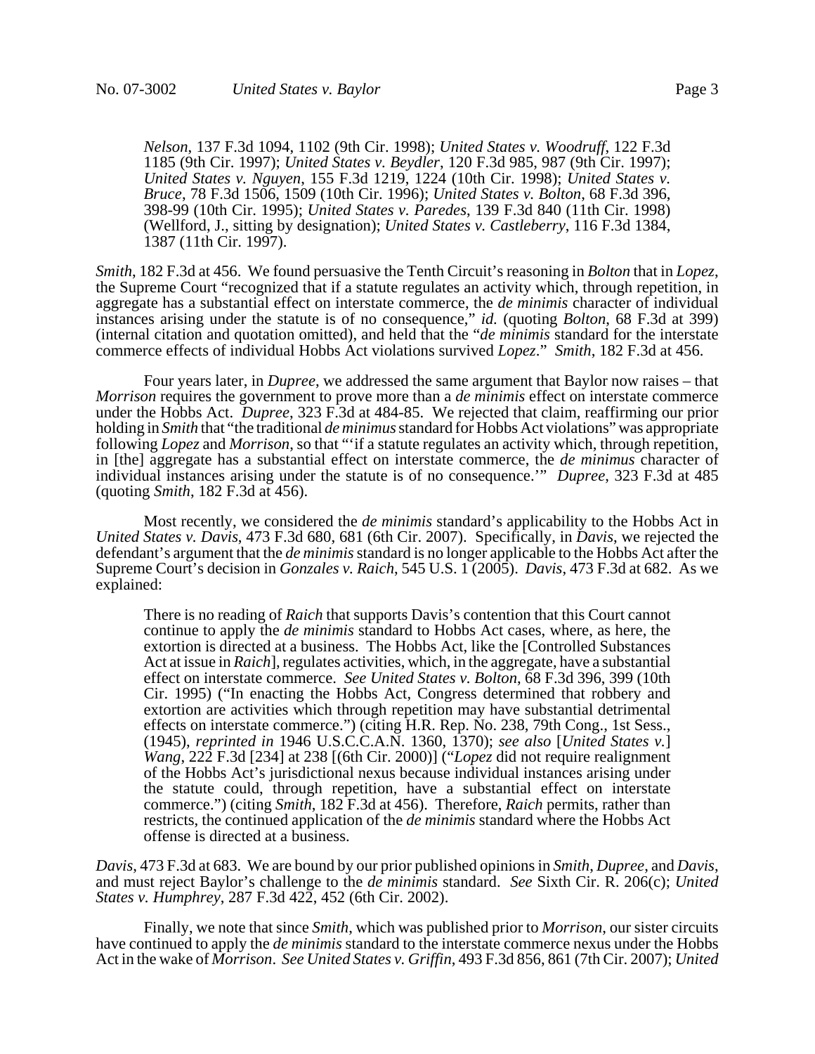> *Nelson*, 137 F.3d 1094, 1102 (9th Cir. 1998); *United States v. Woodruff*, 122 F.3d 1185 (9th Cir. 1997); *United States v. Beydler*, 120 F.3d 985, 987 (9th Cir. 1997); *United States v. Nguyen*, 155 F.3d 1219, 1224 (10th Cir. 1998); *United States v. Bruce*, 78 F.3d 1506, 1509 (10th Cir. 1996); *United States v. Bolton*, 68 F.3d 396, 398-99 (10th Cir. 1995); *United States v. Paredes*, 139 F.3d 840 (11th Cir. 1998) (Wellford, J., sitting by designation); *United States v. Castleberry*, 116 F.3d 1384, 1387 (11th Cir. 1997).

*Smith*, 182 F.3d at 456. We found persuasive the Tenth Circuit's reasoning in *Bolton* that in *Lopez*, the Supreme Court "recognized that if a statute regulates an activity which, through repetition, in aggregate has a substantial effect on interstate commerce, the *de minimis* character of individual instances arising under the statute is of no consequence," *id.* (quoting *Bolton*, 68 F.3d at 399) (internal citation and quotation omitted), and held that the "*de minimis* standard for the interstate commerce effects of individual Hobbs Act violations survived *Lopez*." *Smith*, 182 F.3d at 456.

Four years later, in *Dupree*, we addressed the same argument that Baylor now raises – that *Morrison* requires the government to prove more than a *de minimis* effect on interstate commerce under the Hobbs Act. *Dupree*, 323 F.3d at 484-85. We rejected that claim, reaffirming our prior holding in *Smith* that "the traditional *de minimus* standard for Hobbs Act violations" was appropriate following *Lopez* and *Morrison*, so that "'if a statute regulates an activity which, through repetition, in [the] aggregate has a substantial effect on interstate commerce, the *de minimus* character of individual instances arising under the statute is of no consequence.'" *Dupree*, 323 F.3d at 485 (quoting *Smith*, 182 F.3d at 456).

Most recently, we considered the *de minimis* standard's applicability to the Hobbs Act in *United States v. Davis*, 473 F.3d 680, 681 (6th Cir. 2007). Specifically, in *Davis*, we rejected the defendant's argument that the *de minimis* standard is no longer applicable to the Hobbs Act after the Supreme Court's decision in *Gonzales v. Raich*, 545 U.S. 1 (2005). *Davis*, 473 F.3d at 682. As we explained:

> There is no reading of *Raich* that supports Davis's contention that this Court cannot continue to apply the *de minimis* standard to Hobbs Act cases, where, as here, the extortion is directed at a business. The Hobbs Act, like the [Controlled Substances Act at issue in *Raich*], regulates activities, which, in the aggregate, have a substantial effect on interstate commerce. *See United States v. Bolton*, 68 F.3d 396, 399 (10th Cir. 1995) ("In enacting the Hobbs Act, Congress determined that robbery and extortion are activities which through repetition may have substantial detrimental effects on interstate commerce.") (citing H.R. Rep. No. 238, 79th Cong., 1st Sess., (1945), *reprinted in* 1946 U.S.C.C.A.N. 1360, 1370); *see also* [*United States v.*] *Wang*, 222 F.3d [234] at 238 [(6th Cir. 2000)] ("*Lopez* did not require realignment of the Hobbs Act's jurisdictional nexus because individual instances arising under the statute could, through repetition, have a substantial effect on interstate commerce.") (citing *Smith*, 182 F.3d at 456). Therefore, *Raich* permits, rather than restricts, the continued application of the *de minimis* standard where the Hobbs Act offense is directed at a business.

*Davis*, 473 F.3d at 683. We are bound by our prior published opinions in *Smith*, *Dupree*, and *Davis*, and must reject Baylor's challenge to the *de minimis* standard. *See* Sixth Cir. R. 206(c); *United States v. Humphrey*, 287 F.3d 422, 452 (6th Cir. 2002).

Finally, we note that since *Smith*, which was published prior to *Morrison*, our sister circuits have continued to apply the *de minimis* standard to the interstate commerce nexus under the Hobbs Act in the wake of *Morrison*. *See United States v. Griffin*, 493 F.3d 856, 861 (7th Cir. 2007); *United*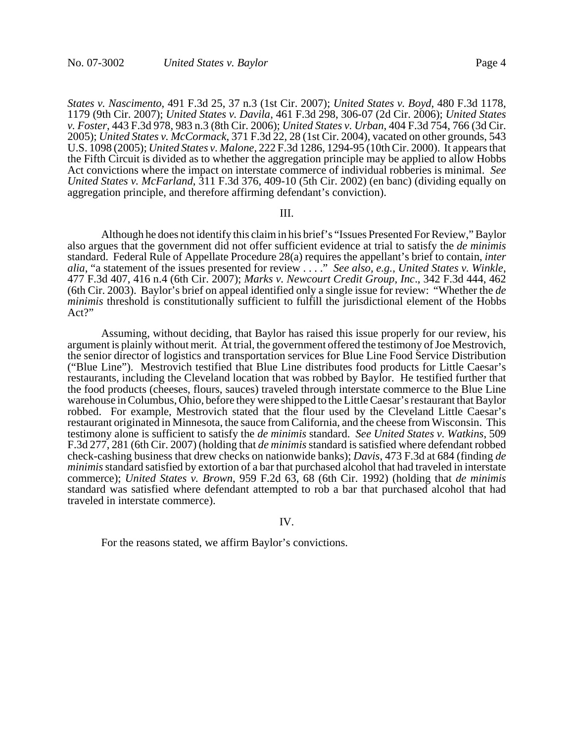*States v. Nascimento*, 491 F.3d 25, 37 n.3 (1st Cir. 2007); *United States v. Boyd*, 480 F.3d 1178, 1179 (9th Cir. 2007); *United States v. Davila*, 461 F.3d 298, 306-07 (2d Cir. 2006); *United States v. Foster*, 443 F.3d 978, 983 n.3 (8th Cir. 2006); *United States v. Urban*, 404 F.3d 754, 766 (3d Cir. 2005); *United States v. McCormack*, 371 F.3d 22, 28 (1st Cir. 2004), vacated on other grounds, 543 U.S. 1098 (2005); *United States v. Malone*, 222 F.3d 1286, 1294-95 (10th Cir. 2000). It appears that the Fifth Circuit is divided as to whether the aggregation principle may be applied to allow Hobbs Act convictions where the impact on interstate commerce of individual robberies is minimal. *See United States v. McFarland*, 311 F.3d 376, 409-10 (5th Cir. 2002) (en banc) (dividing equally on aggregation principle, and therefore affirming defendant's conviction).

III.

Although he does not identify this claim in his brief's "Issues Presented For Review," Baylor also argues that the government did not offer sufficient evidence at trial to satisfy the *de minimis* standard. Federal Rule of Appellate Procedure 28(a) requires the appellant's brief to contain, *inter alia*, "a statement of the issues presented for review . . . ." *See also, e.g., United States v. Winkle*, 477 F.3d 407, 416 n.4 (6th Cir. 2007); *Marks v. Newcourt Credit Group, Inc*., 342 F.3d 444, 462 (6th Cir. 2003). Baylor's brief on appeal identified only a single issue for review: "Whether the *de minimis* threshold is constitutionally sufficient to fulfill the jurisdictional element of the Hobbs Act?"

Assuming, without deciding, that Baylor has raised this issue properly for our review, his argument is plainly without merit. At trial, the government offered the testimony of Joe Mestrovich, the senior director of logistics and transportation services for Blue Line Food Service Distribution ("Blue Line"). Mestrovich testified that Blue Line distributes food products for Little Caesar's restaurants, including the Cleveland location that was robbed by Baylor. He testified further that the food products (cheeses, flours, sauces) traveled through interstate commerce to the Blue Line warehouse in Columbus, Ohio, before they were shipped to the Little Caesar's restaurant that Baylor robbed. For example, Mestrovich stated that the flour used by the Cleveland Little Caesar's restaurant originated in Minnesota, the sauce from California, and the cheese from Wisconsin. This testimony alone is sufficient to satisfy the *de minimis* standard. *See United States v. Watkins*, 509 F.3d 277, 281 (6th Cir. 2007) (holding that *de minimis* standard is satisfied where defendant robbed check-cashing business that drew checks on nationwide banks); *Davis*, 473 F.3d at 684 (finding *de minimis* standard satisfied by extortion of a bar that purchased alcohol that had traveled in interstate commerce); *United States v. Brown*, 959 F.2d 63, 68 (6th Cir. 1992) (holding that *de minimis* standard was satisfied where defendant attempted to rob a bar that purchased alcohol that had traveled in interstate commerce).

IV.

For the reasons stated, we affirm Baylor's convictions.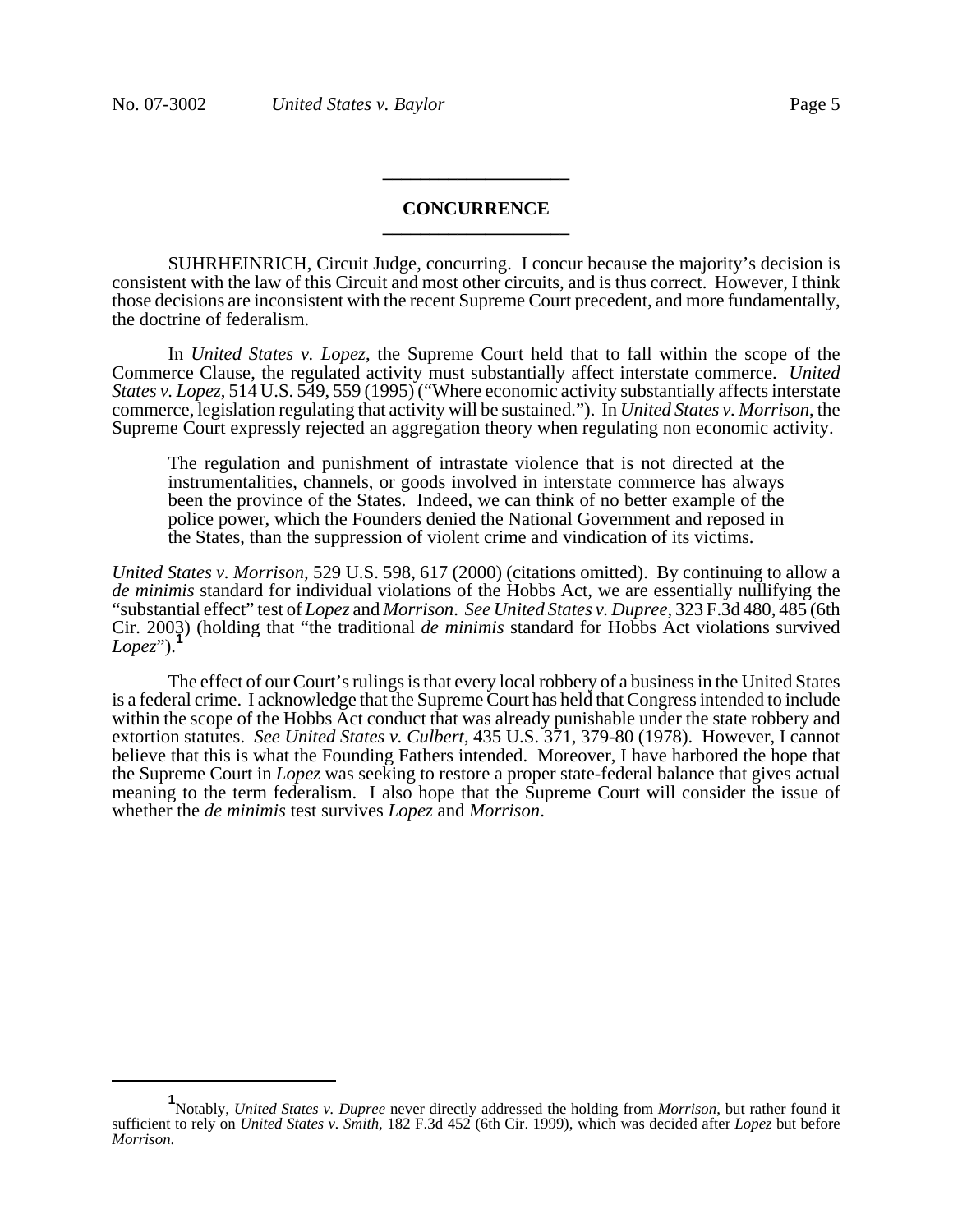## CONCURRENCE

SUHRHEINRICH, Circuit Judge, concurring. I concur because the majority's decision is consistent with the law of this Circuit and most other circuits, and is thus correct. However, I think those decisions are inconsistent with the recent Supreme Court precedent, and more fundamentally, the doctrine of federalism.

In *United States v. Lopez*, the Supreme Court held that to fall within the scope of the Commerce Clause, the regulated activity must substantially affect interstate commerce. *United States v. Lopez*, 514 U.S. 549, 559 (1995) ("Where economic activity substantially affects interstate commerce, legislation regulating that activity will be sustained."). In *United States v. Morrison*, the Supreme Court expressly rejected an aggregation theory when regulating non economic activity.

> The regulation and punishment of intrastate violence that is not directed at the instrumentalities, channels, or goods involved in interstate commerce has always been the province of the States. Indeed, we can think of no better example of the police power, which the Founders denied the National Government and reposed in the States, than the suppression of violent crime and vindication of its victims.

*United States v. Morrison*, 529 U.S. 598, 617 (2000) (citations omitted). By continuing to allow a *de minimis* standard for individual violations of the Hobbs Act, we are essentially nullifying the "substantial effect" test of *Lopez* and *Morrison*. *See United States v. Dupree*, 323 F.3d 480, 485 (6th Cir. 2003) (holding that "the traditional *de minimis* standard for Hobbs Act violations survived *Lopez*").[1]

The effect of our Court's rulings is that every local robbery of a business in the United States is a federal crime. I acknowledge that the Supreme Court has held that Congress intended to include within the scope of the Hobbs Act conduct that was already punishable under the state robbery and extortion statutes. *See United States v. Culbert*, 435 U.S. 371, 379-80 (1978). However, I cannot believe that this is what the Founding Fathers intended. Moreover, I have harbored the hope that the Supreme Court in *Lopez* was seeking to restore a proper state-federal balance that gives actual meaning to the term federalism. I also hope that the Supreme Court will consider the issue of whether the *de minimis* test survives *Lopez* and *Morrison*.

---

[1] Notably, *United States v. Dupree* never directly addressed the holding from *Morrison*, but rather found it sufficient to rely on *United States v. Smith*, 182 F.3d 452 (6th Cir. 1999), which was decided after *Lopez* but before *Morrison*.